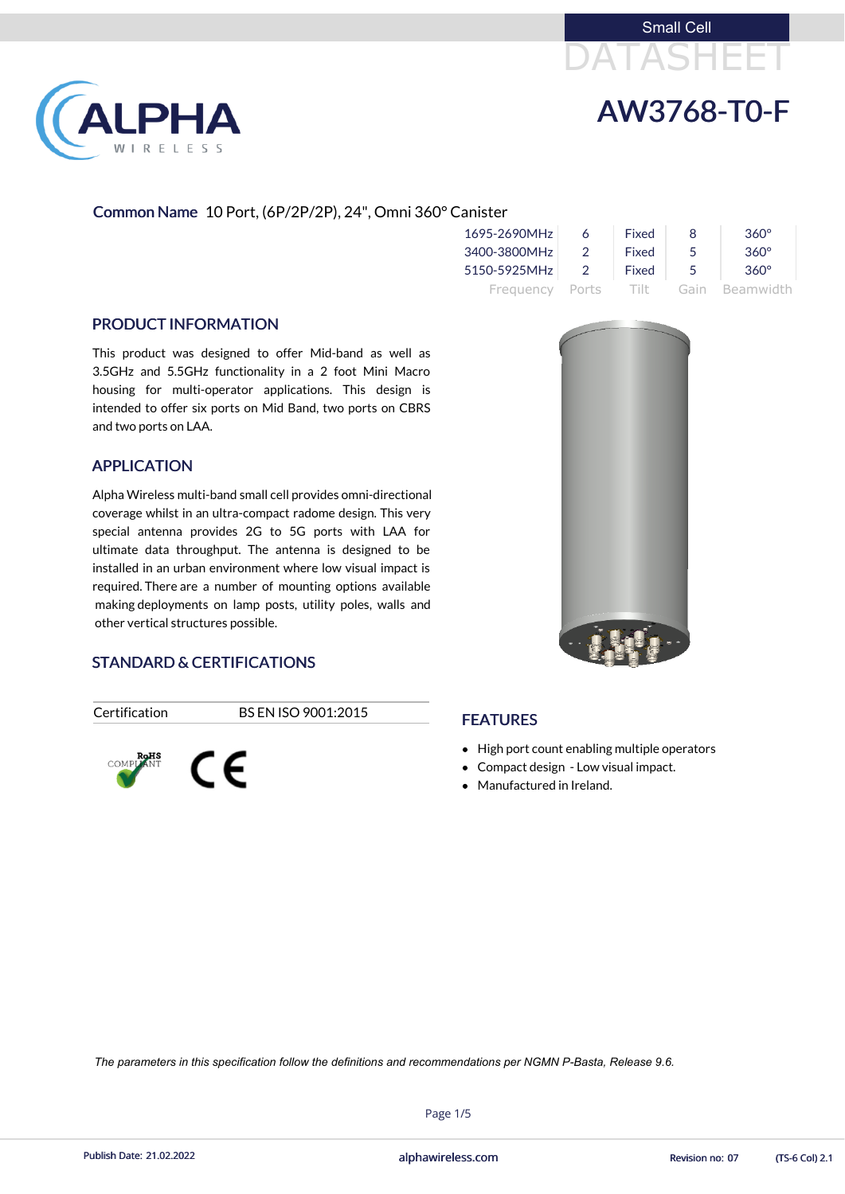Small Cell

DATASHEET

# AW3768-T0-F

**Common Name** 10 Port, (6P/2P/2P), 24", Omni 360° Canister

| Frequency | Ports | Tilt | Gain | Beamwidth |
|---|---|---|---|---|
| 1695-2690MHz | 6 | Fixed | 8 | 360° |
| 3400-3800MHz | 2 | Fixed | 5 | 360° |
| 5150-5925MHz | 2 | Fixed | 5 | 360° |

## PRODUCT INFORMATION

This product was designed to offer Mid-band as well as 3.5GHz and 5.5GHz functionality in a 2 foot Mini Macro housing for multi-operator applications. This design is intended to offer six ports on Mid Band, two ports on CBRS and two ports on LAA.

## APPLICATION

Alpha Wireless multi-band small cell provides omni-directional coverage whilst in an ultra-compact radome design. This very special antenna provides 2G to 5G ports with LAA for ultimate data throughput. The antenna is designed to be installed in an urban environment where low visual impact is required. There are a number of mounting options available making deployments on lamp posts, utility poles, walls and other vertical structures possible.

## STANDARD & CERTIFICATIONS

| Certification | BS EN ISO 9001:2015 |
|---|---|

RoHS COMPLIANT

CE

## FEATURES

- High port count enabling multiple operators
- Compact design - Low visual impact.
- Manufactured in Ireland.

*The parameters in this specification follow the definitions and recommendations per NGMN P-Basta, Release 9.6.*

Publish Date: 21.02.2022 alphawireless.com Revision no: 07 (TS-6 Col) 2.1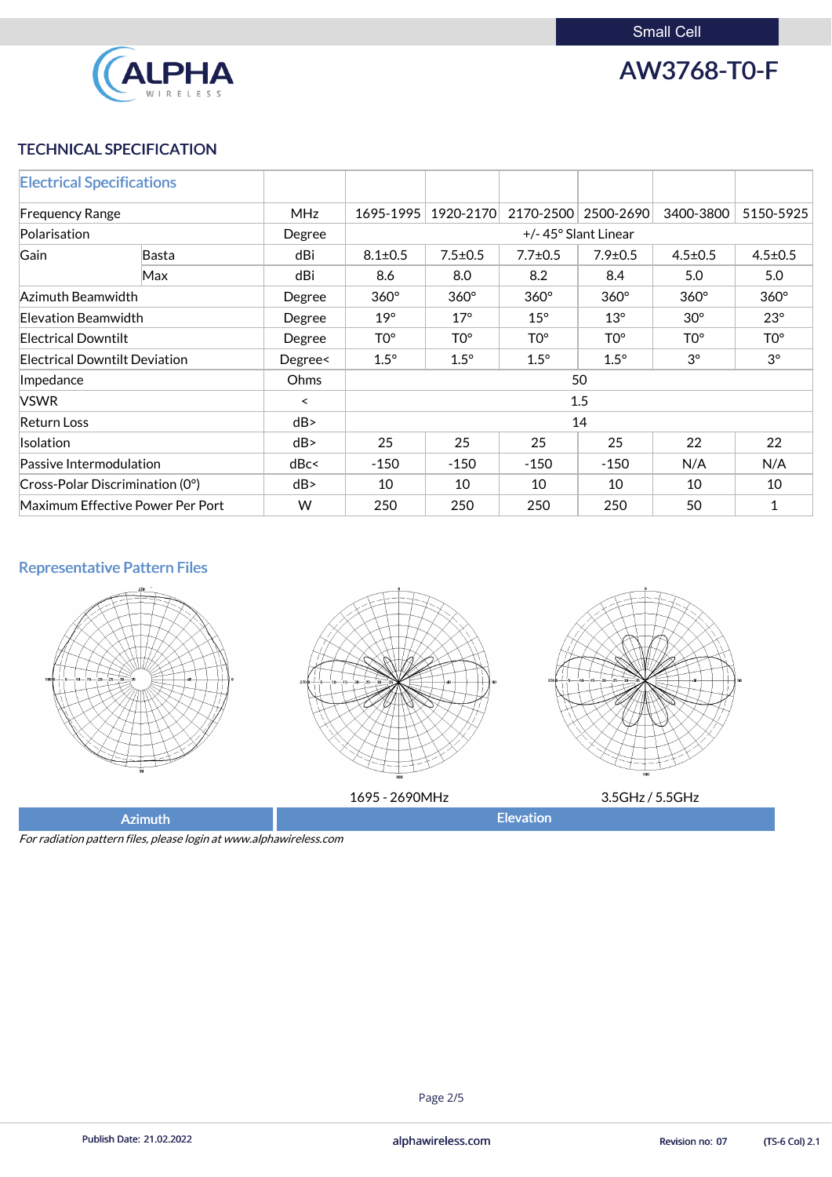Small Cell

# AW3768-T0-F

## TECHNICAL SPECIFICATION

| Electrical Specifications | | | | | | | | |
|---|---|---|---|---|---|---|---|---|
| Frequency Range | | MHz | 1695-1995 | 1920-2170 | 2170-2500 | 2500-2690 | 3400-3800 | 5150-5925 |
| Polarisation | | Degree | +/- 45° Slant Linear | | | | | |
| Gain | Basta | dBi | 8.1±0.5 | 7.5±0.5 | 7.7±0.5 | 7.9±0.5 | 4.5±0.5 | 4.5±0.5 |
| | Max | dBi | 8.6 | 8.0 | 8.2 | 8.4 | 5.0 | 5.0 |
| Azimuth Beamwidth | | Degree | 360° | 360° | 360° | 360° | 360° | 360° |
| Elevation Beamwidth | | Degree | 19° | 17° | 15° | 13° | 30° | 23° |
| Electrical Downtilt | | Degree | T0° | T0° | T0° | T0° | T0° | T0° |
| Electrical Downtilt Deviation | | Degree< | 1.5° | 1.5° | 1.5° | 1.5° | 3° | 3° |
| Impedance | | Ohms | 50 | | | | | |
| VSWR | | < | 1.5 | | | | | |
| Return Loss | | dB> | 14 | | | | | |
| Isolation | | dB> | 25 | 25 | 25 | 25 | 22 | 22 |
| Passive Intermodulation | | dBc< | -150 | -150 | -150 | -150 | N/A | N/A |
| Cross-Polar Discrimination (0°) | | dB> | 10 | 10 | 10 | 10 | 10 | 10 |
| Maximum Effective Power Per Port | | W | 250 | 250 | 250 | 250 | 50 | 1 |

### Representative Pattern Files

1695 - 2690MHz

3.5GHz / 5.5GHz

| Azimuth | Elevation |
|---|---|

*For radiation pattern files, please login at www.alphawireless.com*

Publish Date: 21.02.2022 | alphawireless.com | Revision no: 07 | (TS-6 Col) 2.1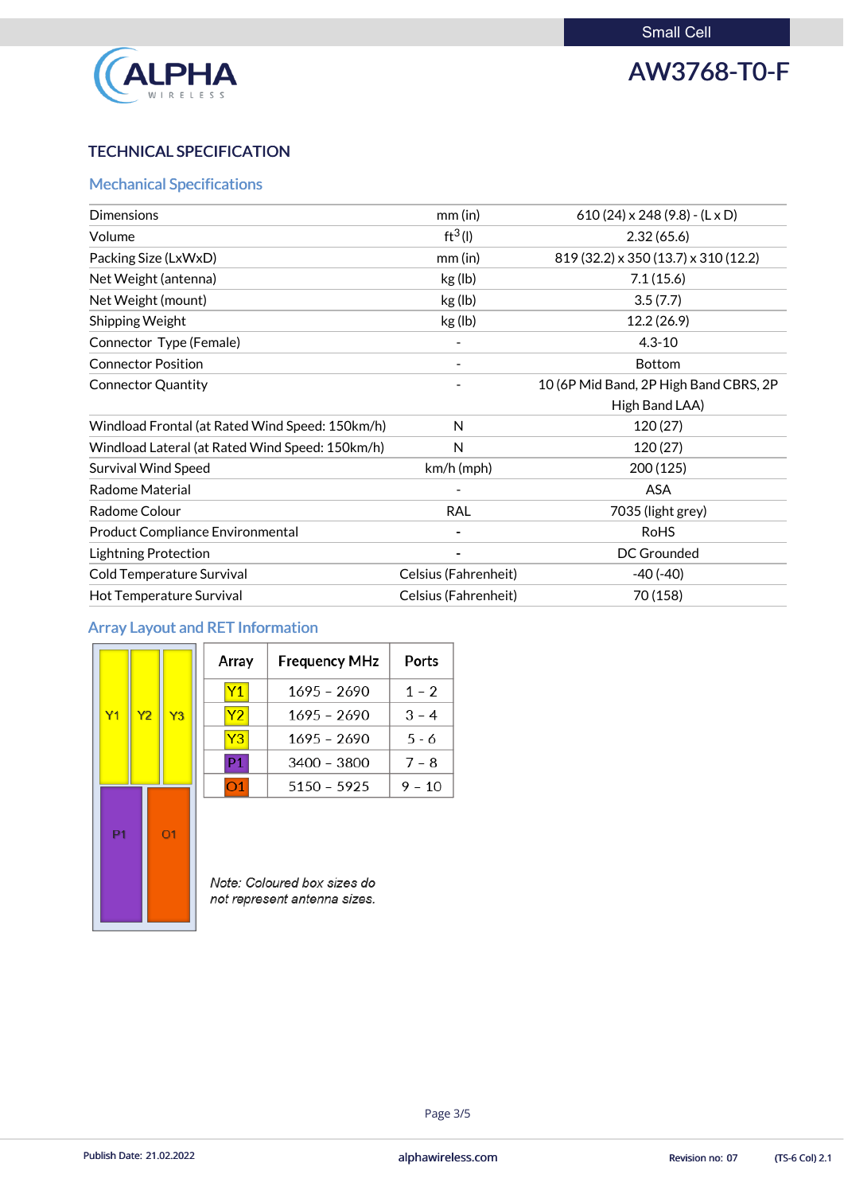AW3768-T0-F

## TECHNICAL SPECIFICATION

### Mechanical Specifications

| | | |
|---|---|---|
| Dimensions | mm (in) | 610 (24) x 248 (9.8) - (L x D) |
| Volume | $ft^3$ (l) | 2.32 (65.6) |
| Packing Size (LxWxD) | mm (in) | 819 (32.2) x 350 (13.7) x 310 (12.2) |
| Net Weight (antenna) | kg (lb) | 7.1 (15.6) |
| Net Weight (mount) | kg (lb) | 3.5 (7.7) |
| Shipping Weight | kg (lb) | 12.2 (26.9) |
| Connector Type (Female) | - | 4.3-10 |
| Connector Position | - | Bottom |
| Connector Quantity | - | 10 (6P Mid Band, 2P High Band CBRS, 2P High Band LAA) |
| Windload Frontal (at Rated Wind Speed: 150km/h) | N | 120 (27) |
| Windload Lateral (at Rated Wind Speed: 150km/h) | N | 120 (27) |
| Survival Wind Speed | km/h (mph) | 200 (125) |
| Radome Material | - | ASA |
| Radome Colour | RAL | 7035 (light grey) |
| Product Compliance Environmental | - | RoHS |
| Lightning Protection | - | DC Grounded |
| Cold Temperature Survival | Celsius (Fahrenheit) | -40 (-40) |
| Hot Temperature Survival | Celsius (Fahrenheit) | 70 (158) |

### Array Layout and RET Information

| Array | Frequency MHz | Ports |
|---|---|---|
| Y1 | 1695 – 2690 | 1 – 2 |
| Y2 | 1695 – 2690 | 3 – 4 |
| Y3 | 1695 – 2690 | 5 - 6 |
| P1 | 3400 – 3800 | 7 – 8 |
| O1 | 5150 – 5925 | 9 – 10 |

*Note: Coloured box sizes do not represent antenna sizes.*

Publish Date: 21.02.2022 alphawireless.com Revision no: 07 (TS-6 Col) 2.1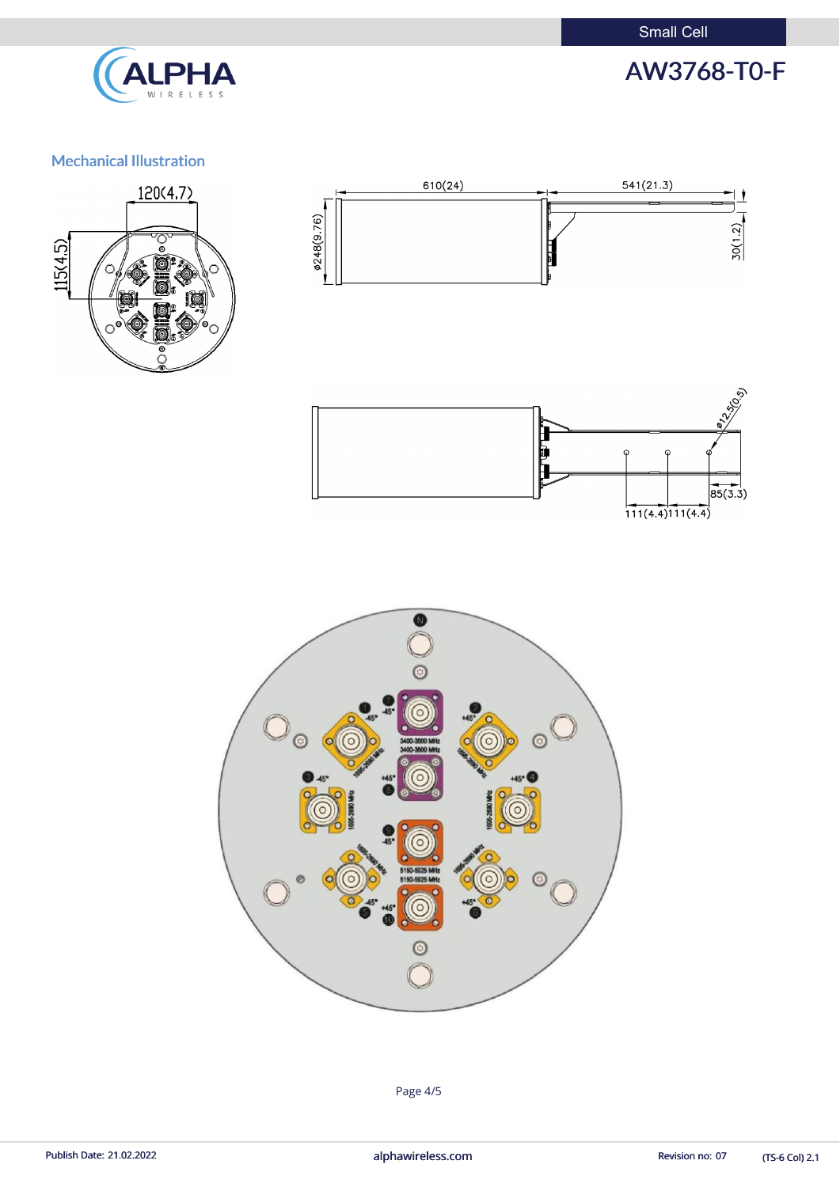## Mechanical Illustration

120(4.7)

115(4.5)

610(24)

541(21.3)

ø248(9.76)

30(1.2)

ø12.5(0.5)

85(3.3)

111(4.4) 111(4.4)

N

1 -45°

2 +45°

3 -45°

4 +45°

5 -45°

6 +45°

7 -45°

8 +45°

9 -45°

10 +45°

3400-3800 MHz

3400-3800 MHz

1695-2690 MHz

5150-5925 MHz

5150-5925 MHz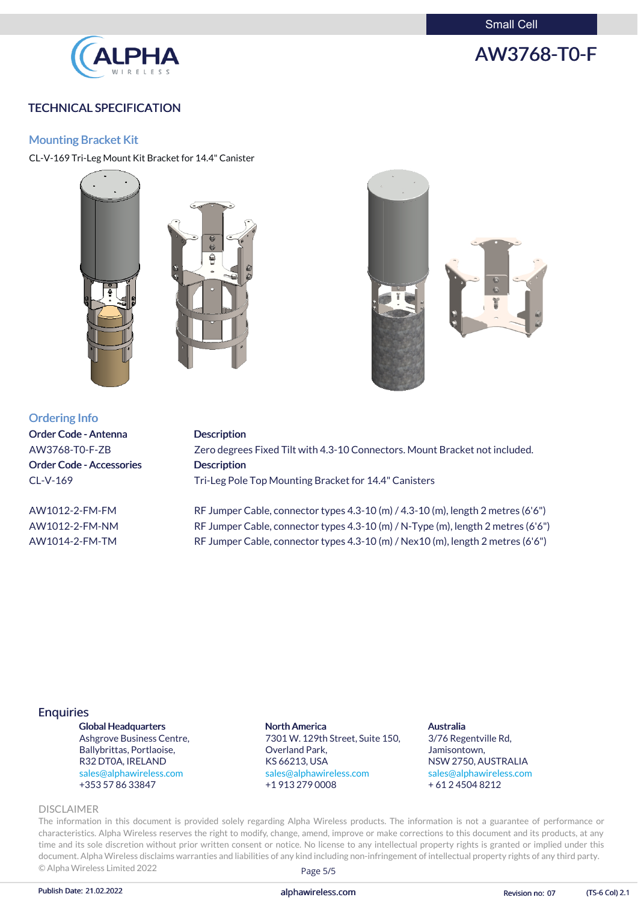## TECHNICAL SPECIFICATION

### Mounting Bracket Kit

CL-V-169 Tri-Leg Mount Kit Bracket for 14.4" Canister

### Ordering Info

| Order Code - Antenna | Description |
|---|---|
| AW3768-T0-F-ZB | Zero degrees Fixed Tilt with 4.3-10 Connectors. Mount Bracket not included. |
| **Order Code - Accessories** | **Description** |
| CL-V-169 | Tri-Leg Pole Top Mounting Bracket for 14.4" Canisters |
| | |
| AW1012-2-FM-FM | RF Jumper Cable, connector types 4.3-10 (m) / 4.3-10 (m), length 2 metres (6'6") |
| AW1012-2-FM-NM | RF Jumper Cable, connector types 4.3-10 (m) / N-Type (m), length 2 metres (6'6") |
| AW1014-2-FM-TM | RF Jumper Cable, connector types 4.3-10 (m) / Nex10 (m), length 2 metres (6'6") |

### Enquiries

**Global Headquarters**
Ashgrove Business Centre,
Ballybrittas, Portlaoise,
R32 DT0A, IRELAND
sales@alphawireless.com
+353 57 86 33847

**North America**
7301 W. 129th Street, Suite 150,
Overland Park,
KS 66213, USA
sales@alphawireless.com
+1 913 279 0008

**Australia**
3/76 Regentville Rd,
Jamisontown,
NSW 2750, AUSTRALIA
sales@alphawireless.com
+ 61 2 4504 8212

DISCLAIMER

The information in this document is provided solely regarding Alpha Wireless products. The information is not a guarantee of performance or characteristics. Alpha Wireless reserves the right to modify, change, amend, improve or make corrections to this document and its products, at any time and its sole discretion without prior written consent or notice. No license to any intellectual property rights is granted or implied under this document. Alpha Wireless disclaims warranties and liabilities of any kind including non-infringement of intellectual property rights of any third party.

© Alpha Wireless Limited 2022